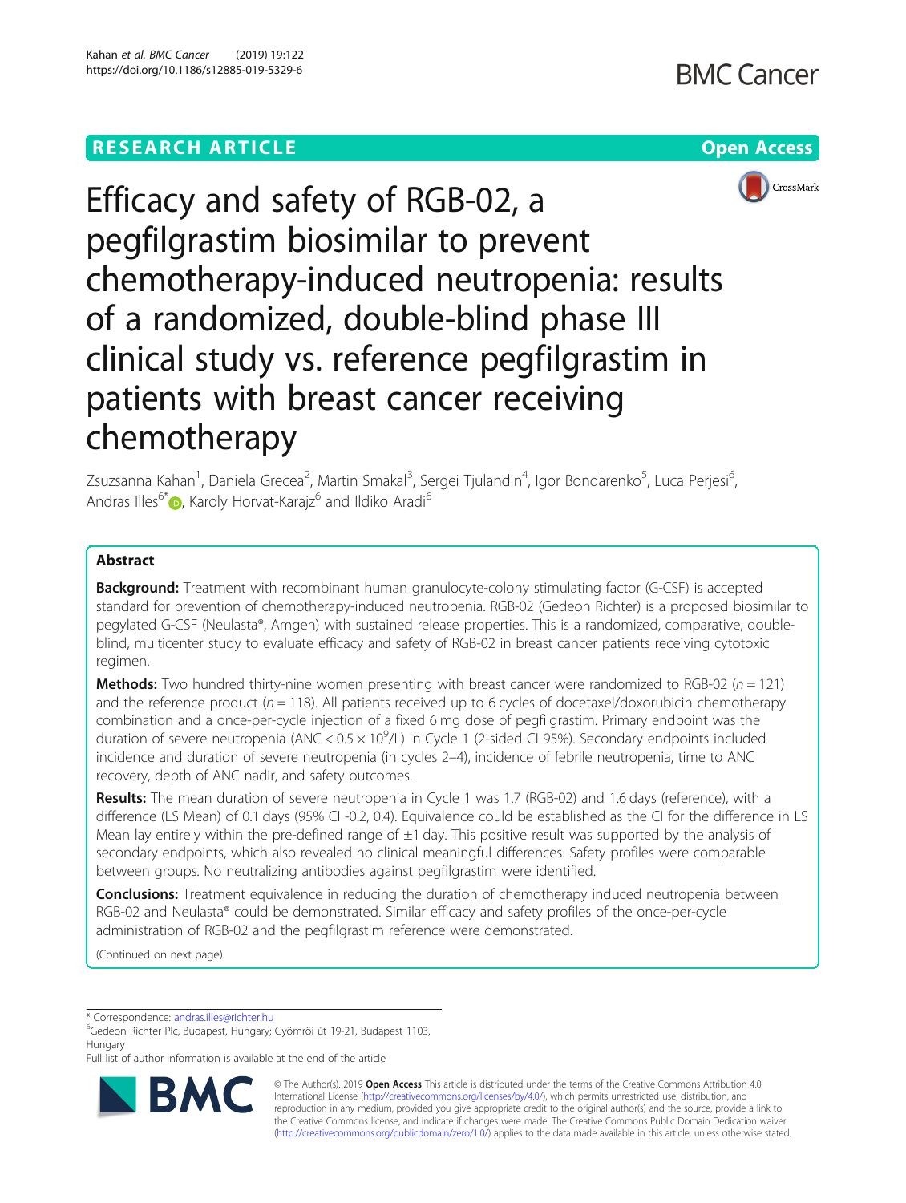RESEARCH ARTICLE

Open Access

# Efficacy and safety of RGB-02, a pegfilgrastim biosimilar to prevent chemotherapy-induced neutropenia: results of a randomized, double-blind phase III clinical study vs. reference pegfilgrastim in patients with breast cancer receiving chemotherapy

Zsuzsanna Kahan[1], Daniela Grecea[2], Martin Smakal[3], Sergei Tjulandin[4], Igor Bondarenko[5], Luca Perjesi[6], Andras Illes[6*], Karoly Horvat-Karajz[6] and Ildiko Aradi[6]

## Abstract

**Background:** Treatment with recombinant human granulocyte-colony stimulating factor (G-CSF) is accepted standard for prevention of chemotherapy-induced neutropenia. RGB-02 (Gedeon Richter) is a proposed biosimilar to pegylated G-CSF (Neulasta®, Amgen) with sustained release properties. This is a randomized, comparative, double-blind, multicenter study to evaluate efficacy and safety of RGB-02 in breast cancer patients receiving cytotoxic regimen.

**Methods:** Two hundred thirty-nine women presenting with breast cancer were randomized to RGB-02 ($n = 121$) and the reference product ($n = 118$). All patients received up to 6 cycles of docetaxel/doxorubicin chemotherapy combination and a once-per-cycle injection of a fixed 6 mg dose of pegfilgrastim. Primary endpoint was the duration of severe neutropenia (ANC $< 0.5 \times 10^9$/L) in Cycle 1 (2-sided CI 95%). Secondary endpoints included incidence and duration of severe neutropenia (in cycles 2–4), incidence of febrile neutropenia, time to ANC recovery, depth of ANC nadir, and safety outcomes.

**Results:** The mean duration of severe neutropenia in Cycle 1 was 1.7 (RGB-02) and 1.6 days (reference), with a difference (LS Mean) of 0.1 days (95% CI -0.2, 0.4). Equivalence could be established as the CI for the difference in LS Mean lay entirely within the pre-defined range of ±1 day. This positive result was supported by the analysis of secondary endpoints, which also revealed no clinical meaningful differences. Safety profiles were comparable between groups. No neutralizing antibodies against pegfilgrastim were identified.

**Conclusions:** Treatment equivalence in reducing the duration of chemotherapy induced neutropenia between RGB-02 and Neulasta® could be demonstrated. Similar efficacy and safety profiles of the once-per-cycle administration of RGB-02 and the pegfilgrastim reference were demonstrated.

(Continued on next page)

* Correspondence: andras.illes@richter.hu
[6]Gedeon Richter Plc, Budapest, Hungary; Gyömröi út 19-21, Budapest 1103, Hungary
Full list of author information is available at the end of the article

© The Author(s). 2019 **Open Access** This article is distributed under the terms of the Creative Commons Attribution 4.0 International License (http://creativecommons.org/licenses/by/4.0/), which permits unrestricted use, distribution, and reproduction in any medium, provided you give appropriate credit to the original author(s) and the source, provide a link to the Creative Commons license, and indicate if changes were made. The Creative Commons Public Domain Dedication waiver (http://creativecommons.org/publicdomain/zero/1.0/) applies to the data made available in this article, unless otherwise stated.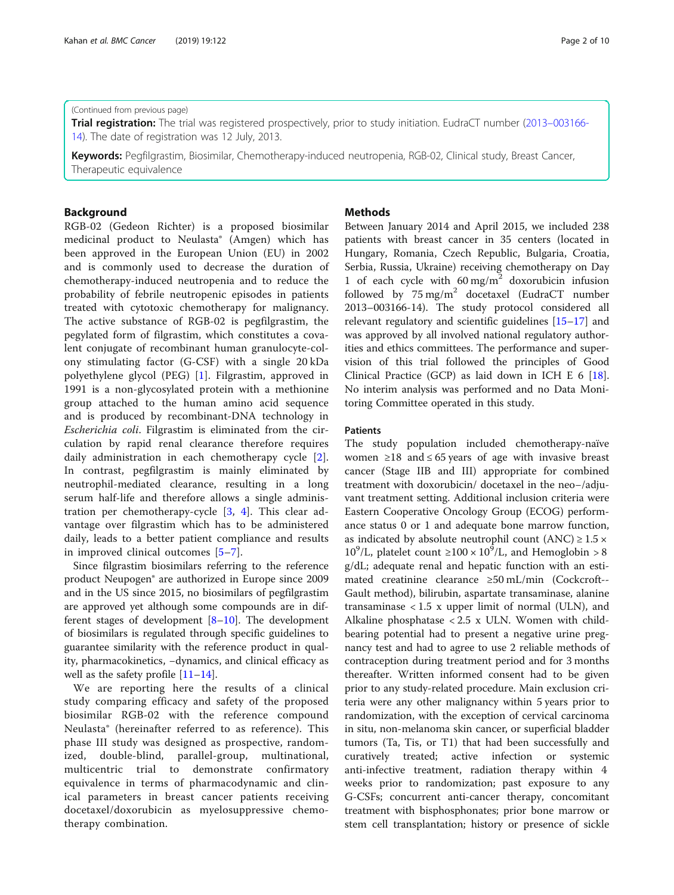(Continued from previous page)

**Trial registration:** The trial was registered prospectively, prior to study initiation. EudraCT number (2013–003166-14). The date of registration was 12 July, 2013.

**Keywords:** Pegfilgrastim, Biosimilar, Chemotherapy-induced neutropenia, RGB-02, Clinical study, Breast Cancer, Therapeutic equivalence

## Background

RGB-02 (Gedeon Richter) is a proposed biosimilar medicinal product to Neulasta® (Amgen) which has been approved in the European Union (EU) in 2002 and is commonly used to decrease the duration of chemotherapy-induced neutropenia and to reduce the probability of febrile neutropenic episodes in patients treated with cytotoxic chemotherapy for malignancy. The active substance of RGB-02 is pegfilgrastim, the pegylated form of filgrastim, which constitutes a covalent conjugate of recombinant human granulocyte-colony stimulating factor (G-CSF) with a single 20 kDa polyethylene glycol (PEG) [1]. Filgrastim, approved in 1991 is a non-glycosylated protein with a methionine group attached to the human amino acid sequence and is produced by recombinant-DNA technology in *Escherichia coli*. Filgrastim is eliminated from the circulation by rapid renal clearance therefore requires daily administration in each chemotherapy cycle [2]. In contrast, pegfilgrastim is mainly eliminated by neutrophil-mediated clearance, resulting in a long serum half-life and therefore allows a single administration per chemotherapy-cycle [3, 4]. This clear advantage over filgrastim which has to be administered daily, leads to a better patient compliance and results in improved clinical outcomes [5–7].

Since filgrastim biosimilars referring to the reference product Neupogen® are authorized in Europe since 2009 and in the US since 2015, no biosimilars of pegfilgrastim are approved yet although some compounds are in different stages of development [8–10]. The development of biosimilars is regulated through specific guidelines to guarantee similarity with the reference product in quality, pharmacokinetics, –dynamics, and clinical efficacy as well as the safety profile [11–14].

We are reporting here the results of a clinical study comparing efficacy and safety of the proposed biosimilar RGB-02 with the reference compound Neulasta® (hereinafter referred to as reference). This phase III study was designed as prospective, randomized, double-blind, parallel-group, multinational, multicentric trial to demonstrate confirmatory equivalence in terms of pharmacodynamic and clinical parameters in breast cancer patients receiving docetaxel/doxorubicin as myelosuppressive chemotherapy combination.

## Methods

Between January 2014 and April 2015, we included 238 patients with breast cancer in 35 centers (located in Hungary, Romania, Czech Republic, Bulgaria, Croatia, Serbia, Russia, Ukraine) receiving chemotherapy on Day 1 of each cycle with 60 mg/m$^2$ doxorubicin infusion followed by 75 mg/m$^2$ docetaxel (EudraCT number 2013–003166-14). The study protocol considered all relevant regulatory and scientific guidelines [15–17] and was approved by all involved national regulatory authorities and ethics committees. The performance and supervision of this trial followed the principles of Good Clinical Practice (GCP) as laid down in ICH E 6 [18]. No interim analysis was performed and no Data Monitoring Committee operated in this study.

### Patients

The study population included chemotherapy-naïve women ≥18 and ≤ 65 years of age with invasive breast cancer (Stage IIB and III) appropriate for combined treatment with doxorubicin/ docetaxel in the neo−/adjuvant treatment setting. Additional inclusion criteria were Eastern Cooperative Oncology Group (ECOG) performance status 0 or 1 and adequate bone marrow function, as indicated by absolute neutrophil count (ANC) ≥ 1.5 × 10$^9$/L, platelet count ≥100 × 10$^9$/L, and Hemoglobin > 8 g/dL; adequate renal and hepatic function with an estimated creatinine clearance ≥50 mL/min (Cockcroft--Gault method), bilirubin, aspartate transaminase, alanine transaminase < 1.5 x upper limit of normal (ULN), and Alkaline phosphatase < 2.5 x ULN. Women with childbearing potential had to present a negative urine pregnancy test and had to agree to use 2 reliable methods of contraception during treatment period and for 3 months thereafter. Written informed consent had to be given prior to any study-related procedure. Main exclusion criteria were any other malignancy within 5 years prior to randomization, with the exception of cervical carcinoma in situ, non-melanoma skin cancer, or superficial bladder tumors (Ta, Tis, or T1) that had been successfully and curatively treated; active infection or systemic anti-infective treatment, radiation therapy within 4 weeks prior to randomization; past exposure to any G-CSFs; concurrent anti-cancer therapy, concomitant treatment with bisphosphonates; prior bone marrow or stem cell transplantation; history or presence of sickle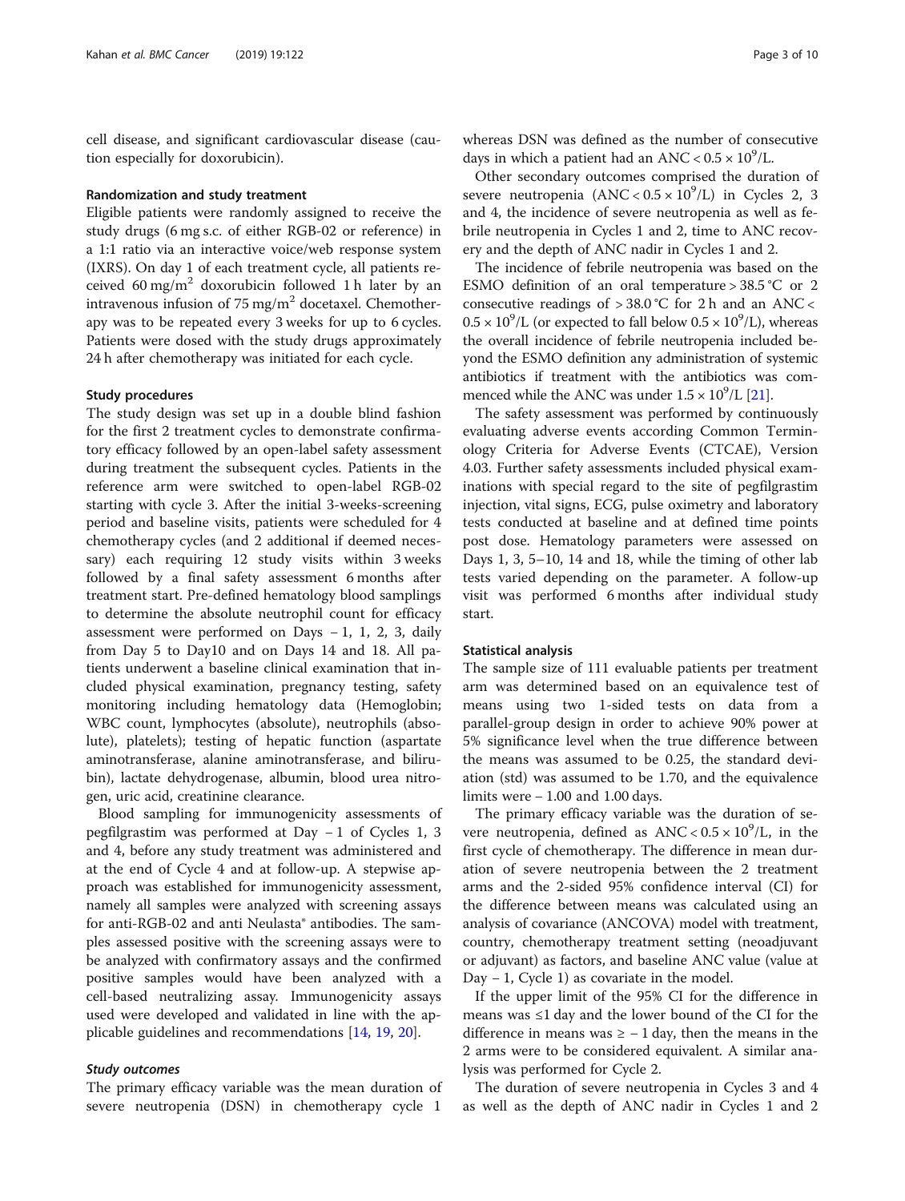cell disease, and significant cardiovascular disease (caution especially for doxorubicin).

### Randomization and study treatment

Eligible patients were randomly assigned to receive the study drugs (6 mg s.c. of either RGB-02 or reference) in a 1:1 ratio via an interactive voice/web response system (IXRS). On day 1 of each treatment cycle, all patients received 60 mg/m$^2$ doxorubicin followed 1 h later by an intravenous infusion of 75 mg/m$^2$ docetaxel. Chemotherapy was to be repeated every 3 weeks for up to 6 cycles. Patients were dosed with the study drugs approximately 24 h after chemotherapy was initiated for each cycle.

### Study procedures

The study design was set up in a double blind fashion for the first 2 treatment cycles to demonstrate confirmatory efficacy followed by an open-label safety assessment during treatment the subsequent cycles. Patients in the reference arm were switched to open-label RGB-02 starting with cycle 3. After the initial 3-weeks-screening period and baseline visits, patients were scheduled for 4 chemotherapy cycles (and 2 additional if deemed necessary) each requiring 12 study visits within 3 weeks followed by a final safety assessment 6 months after treatment start. Pre-defined hematology blood samplings to determine the absolute neutrophil count for efficacy assessment were performed on Days − 1, 1, 2, 3, daily from Day 5 to Day10 and on Days 14 and 18. All patients underwent a baseline clinical examination that included physical examination, pregnancy testing, safety monitoring including hematology data (Hemoglobin; WBC count, lymphocytes (absolute), neutrophils (absolute), platelets); testing of hepatic function (aspartate aminotransferase, alanine aminotransferase, and bilirubin), lactate dehydrogenase, albumin, blood urea nitrogen, uric acid, creatinine clearance.

Blood sampling for immunogenicity assessments of pegfilgrastim was performed at Day − 1 of Cycles 1, 3 and 4, before any study treatment was administered and at the end of Cycle 4 and at follow-up. A stepwise approach was established for immunogenicity assessment, namely all samples were analyzed with screening assays for anti-RGB-02 and anti Neulasta® antibodies. The samples assessed positive with the screening assays were to be analyzed with confirmatory assays and the confirmed positive samples would have been analyzed with a cell-based neutralizing assay. Immunogenicity assays used were developed and validated in line with the applicable guidelines and recommendations [14, 19, 20].

#### *Study outcomes*

The primary efficacy variable was the mean duration of severe neutropenia (DSN) in chemotherapy cycle 1 whereas DSN was defined as the number of consecutive days in which a patient had an ANC < $0.5 \times 10^9$/L.

Other secondary outcomes comprised the duration of severe neutropenia (ANC < $0.5 \times 10^9$/L) in Cycles 2, 3 and 4, the incidence of severe neutropenia as well as febrile neutropenia in Cycles 1 and 2, time to ANC recovery and the depth of ANC nadir in Cycles 1 and 2.

The incidence of febrile neutropenia was based on the ESMO definition of an oral temperature > 38.5 °C or 2 consecutive readings of > 38.0 °C for 2 h and an ANC < $0.5 \times 10^9$/L (or expected to fall below $0.5 \times 10^9$/L), whereas the overall incidence of febrile neutropenia included beyond the ESMO definition any administration of systemic antibiotics if treatment with the antibiotics was commenced while the ANC was under $1.5 \times 10^9$/L [21].

The safety assessment was performed by continuously evaluating adverse events according Common Terminology Criteria for Adverse Events (CTCAE), Version 4.03. Further safety assessments included physical examinations with special regard to the site of pegfilgrastim injection, vital signs, ECG, pulse oximetry and laboratory tests conducted at baseline and at defined time points post dose. Hematology parameters were assessed on Days 1, 3, 5–10, 14 and 18, while the timing of other lab tests varied depending on the parameter. A follow-up visit was performed 6 months after individual study start.

### Statistical analysis

The sample size of 111 evaluable patients per treatment arm was determined based on an equivalence test of means using two 1-sided tests on data from a parallel-group design in order to achieve 90% power at 5% significance level when the true difference between the means was assumed to be 0.25, the standard deviation (std) was assumed to be 1.70, and the equivalence limits were − 1.00 and 1.00 days.

The primary efficacy variable was the duration of severe neutropenia, defined as ANC < $0.5 \times 10^9$/L, in the first cycle of chemotherapy. The difference in mean duration of severe neutropenia between the 2 treatment arms and the 2-sided 95% confidence interval (CI) for the difference between means was calculated using an analysis of covariance (ANCOVA) model with treatment, country, chemotherapy treatment setting (neoadjuvant or adjuvant) as factors, and baseline ANC value (value at Day − 1, Cycle 1) as covariate in the model.

If the upper limit of the 95% CI for the difference in means was ≤1 day and the lower bound of the CI for the difference in means was ≥ − 1 day, then the means in the 2 arms were to be considered equivalent. A similar analysis was performed for Cycle 2.

The duration of severe neutropenia in Cycles 3 and 4 as well as the depth of ANC nadir in Cycles 1 and 2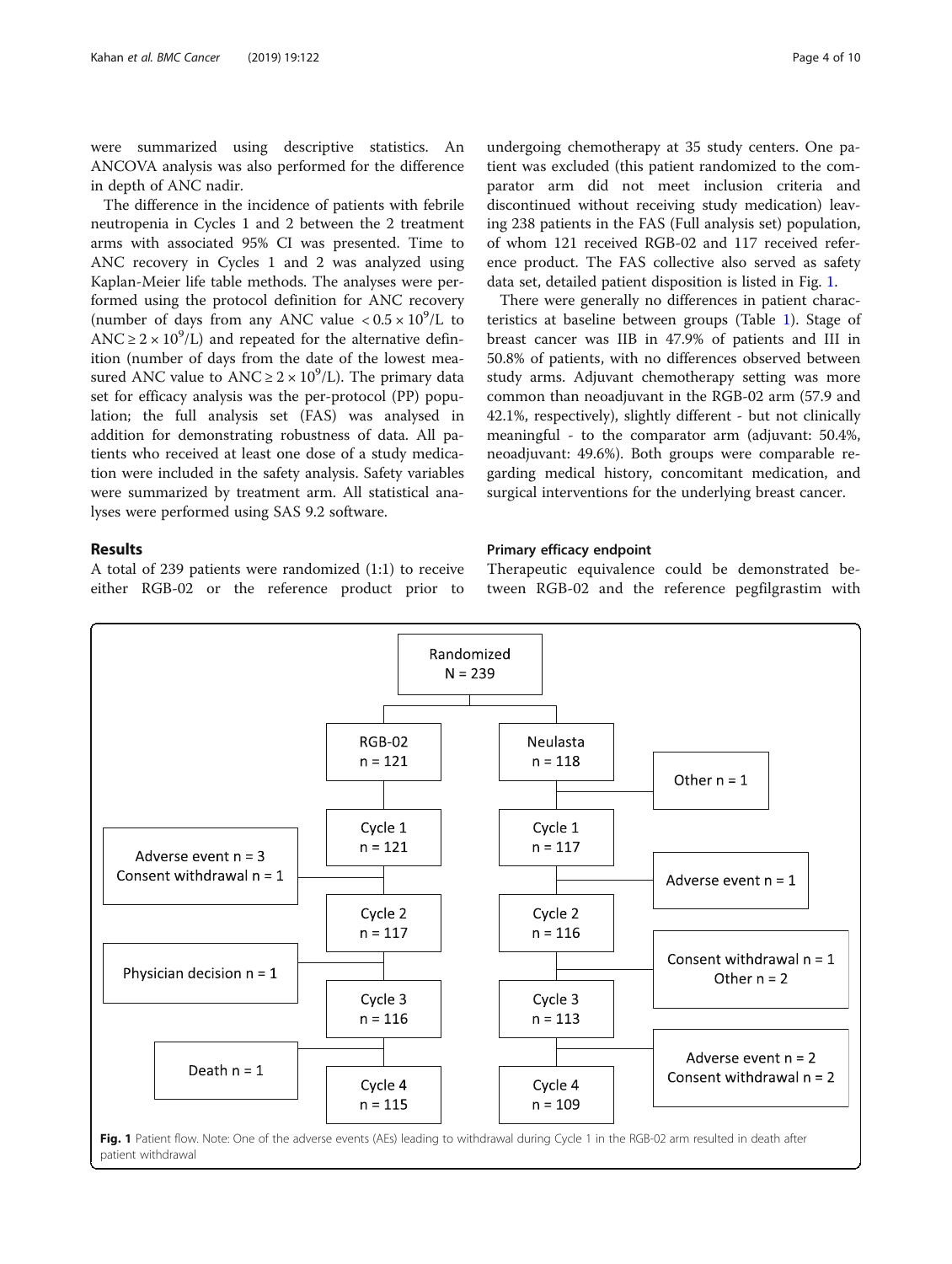were summarized using descriptive statistics. An ANCOVA analysis was also performed for the difference in depth of ANC nadir.

The difference in the incidence of patients with febrile neutropenia in Cycles 1 and 2 between the 2 treatment arms with associated 95% CI was presented. Time to ANC recovery in Cycles 1 and 2 was analyzed using Kaplan-Meier life table methods. The analyses were performed using the protocol definition for ANC recovery (number of days from any ANC value $< 0.5 \times 10^9$/L to ANC $\geq 2 \times 10^9$/L) and repeated for the alternative definition (number of days from the date of the lowest measured ANC value to ANC $\geq 2 \times 10^9$/L). The primary data set for efficacy analysis was the per-protocol (PP) population; the full analysis set (FAS) was analysed in addition for demonstrating robustness of data. All patients who received at least one dose of a study medication were included in the safety analysis. Safety variables were summarized by treatment arm. All statistical analyses were performed using SAS 9.2 software.

## Results

A total of 239 patients were randomized (1:1) to receive either RGB-02 or the reference product prior to undergoing chemotherapy at 35 study centers. One patient was excluded (this patient randomized to the comparator arm did not meet inclusion criteria and discontinued without receiving study medication) leaving 238 patients in the FAS (Full analysis set) population, of whom 121 received RGB-02 and 117 received reference product. The FAS collective also served as safety data set, detailed patient disposition is listed in Fig. 1.

There were generally no differences in patient characteristics at baseline between groups (Table 1). Stage of breast cancer was IIB in 47.9% of patients and III in 50.8% of patients, with no differences observed between study arms. Adjuvant chemotherapy setting was more common than neoadjuvant in the RGB-02 arm (57.9 and 42.1%, respectively), slightly different - but not clinically meaningful - to the comparator arm (adjuvant: 50.4%, neoadjuvant: 49.6%). Both groups were comparable regarding medical history, concomitant medication, and surgical interventions for the underlying breast cancer.

### Primary efficacy endpoint

Therapeutic equivalence could be demonstrated between RGB-02 and the reference pegfilgrastim with

Randomized N = 239

| RGB-02 arm | | Neulasta arm | |
|---|---|---|---|
| RGB-02 n = 121 | | Neulasta n = 118 | Other n = 1 |
| Cycle 1 n = 121 | Adverse event n = 3; Consent withdrawal n = 1 | Cycle 1 n = 117 | Adverse event n = 1 |
| Cycle 2 n = 117 | Physician decision n = 1 | Cycle 2 n = 116 | Consent withdrawal n = 1; Other n = 2 |
| Cycle 3 n = 116 | Death n = 1 | Cycle 3 n = 113 | Adverse event n = 2; Consent withdrawal n = 2 |
| Cycle 4 n = 115 | | Cycle 4 n = 109 | |

**Fig. 1** Patient flow. Note: One of the adverse events (AEs) leading to withdrawal during Cycle 1 in the RGB-02 arm resulted in death after patient withdrawal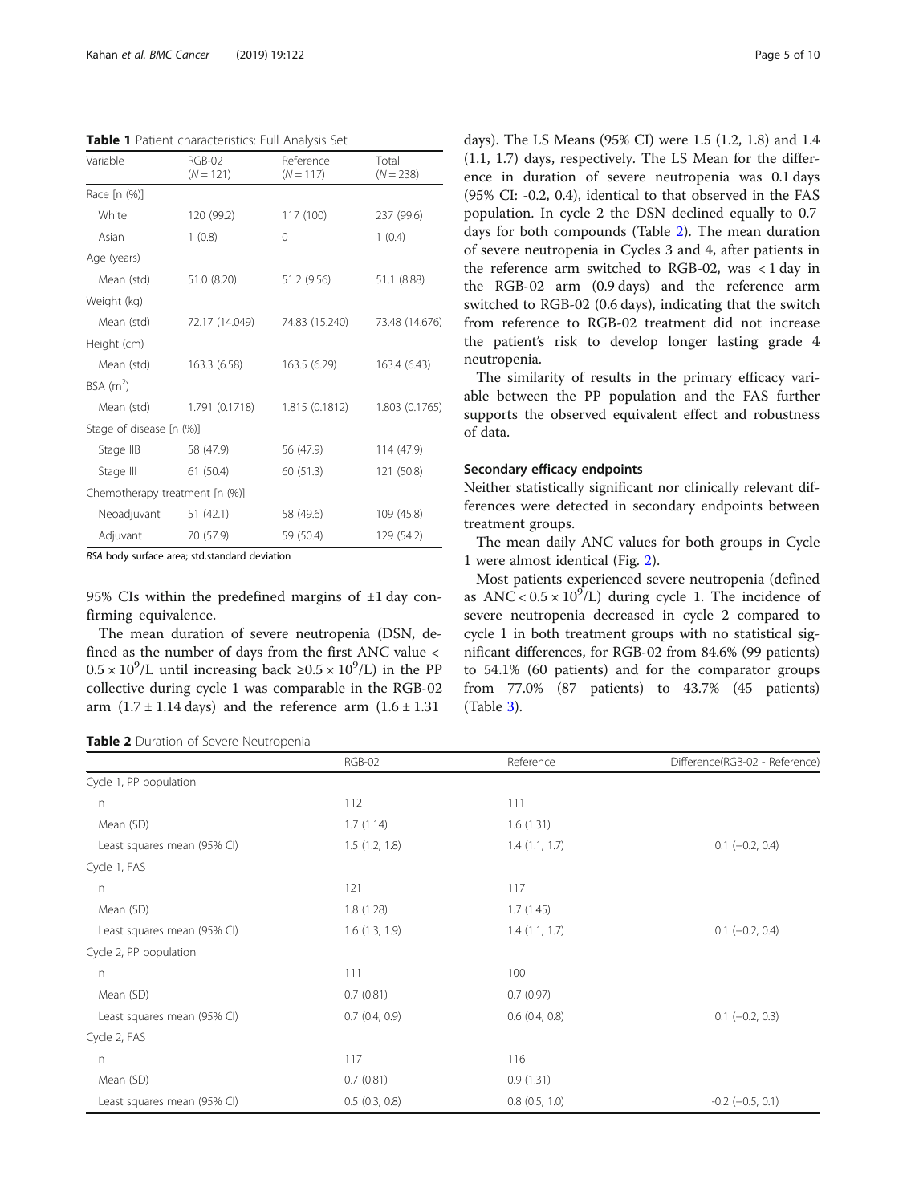**Table 1** Patient characteristics: Full Analysis Set

| Variable | RGB-02 (N = 121) | Reference (N = 117) | Total (N = 238) |
|---|---|---|---|
| Race [n (%)] | | | |
| White | 120 (99.2) | 117 (100) | 237 (99.6) |
| Asian | 1 (0.8) | 0 | 1 (0.4) |
| Age (years) | | | |
| Mean (std) | 51.0 (8.20) | 51.2 (9.56) | 51.1 (8.88) |
| Weight (kg) | | | |
| Mean (std) | 72.17 (14.049) | 74.83 (15.240) | 73.48 (14.676) |
| Height (cm) | | | |
| Mean (std) | 163.3 (6.58) | 163.5 (6.29) | 163.4 (6.43) |
| BSA ($m^2$) | | | |
| Mean (std) | 1.791 (0.1718) | 1.815 (0.1812) | 1.803 (0.1765) |
| Stage of disease [n (%)] | | | |
| Stage IIB | 58 (47.9) | 56 (47.9) | 114 (47.9) |
| Stage III | 61 (50.4) | 60 (51.3) | 121 (50.8) |
| Chemotherapy treatment [n (%)] | | | |
| Neoadjuvant | 51 (42.1) | 58 (49.6) | 109 (45.8) |
| Adjuvant | 70 (57.9) | 59 (50.4) | 129 (54.2) |

*BSA* body surface area; std.standard deviation

95% CIs within the predefined margins of ±1 day confirming equivalence.

The mean duration of severe neutropenia (DSN, defined as the number of days from the first ANC value < $0.5 \times 10^9$/L until increasing back ≥$0.5 \times 10^9$/L) in the PP collective during cycle 1 was comparable in the RGB-02 arm (1.7 ± 1.14 days) and the reference arm (1.6 ± 1.31 days). The LS Means (95% CI) were 1.5 (1.2, 1.8) and 1.4 (1.1, 1.7) days, respectively. The LS Mean for the difference in duration of severe neutropenia was 0.1 days (95% CI: -0.2, 0.4), identical to that observed in the FAS population. In cycle 2 the DSN declined equally to 0.7 days for both compounds (Table 2). The mean duration of severe neutropenia in Cycles 3 and 4, after patients in the reference arm switched to RGB-02, was < 1 day in the RGB-02 arm (0.9 days) and the reference arm switched to RGB-02 (0.6 days), indicating that the switch from reference to RGB-02 treatment did not increase the patient's risk to develop longer lasting grade 4 neutropenia.

The similarity of results in the primary efficacy variable between the PP population and the FAS further supports the observed equivalent effect and robustness of data.

### Secondary efficacy endpoints

Neither statistically significant nor clinically relevant differences were detected in secondary endpoints between treatment groups.

The mean daily ANC values for both groups in Cycle 1 were almost identical (Fig. 2).

Most patients experienced severe neutropenia (defined as ANC < $0.5 \times 10^9$/L) during cycle 1. The incidence of severe neutropenia decreased in cycle 2 compared to cycle 1 in both treatment groups with no statistical significant differences, for RGB-02 from 84.6% (99 patients) to 54.1% (60 patients) and for the comparator groups from 77.0% (87 patients) to 43.7% (45 patients) (Table 3).

**Table 2** Duration of Severe Neutropenia

| | RGB-02 | Reference | Difference(RGB-02 - Reference) |
|---|---|---|---|
| Cycle 1, PP population | | | |
| n | 112 | 111 | |
| Mean (SD) | 1.7 (1.14) | 1.6 (1.31) | |
| Least squares mean (95% CI) | 1.5 (1.2, 1.8) | 1.4 (1.1, 1.7) | 0.1 (−0.2, 0.4) |
| Cycle 1, FAS | | | |
| n | 121 | 117 | |
| Mean (SD) | 1.8 (1.28) | 1.7 (1.45) | |
| Least squares mean (95% CI) | 1.6 (1.3, 1.9) | 1.4 (1.1, 1.7) | 0.1 (−0.2, 0.4) |
| Cycle 2, PP population | | | |
| n | 111 | 100 | |
| Mean (SD) | 0.7 (0.81) | 0.7 (0.97) | |
| Least squares mean (95% CI) | 0.7 (0.4, 0.9) | 0.6 (0.4, 0.8) | 0.1 (−0.2, 0.3) |
| Cycle 2, FAS | | | |
| n | 117 | 116 | |
| Mean (SD) | 0.7 (0.81) | 0.9 (1.31) | |
| Least squares mean (95% CI) | 0.5 (0.3, 0.8) | 0.8 (0.5, 1.0) | -0.2 (−0.5, 0.1) |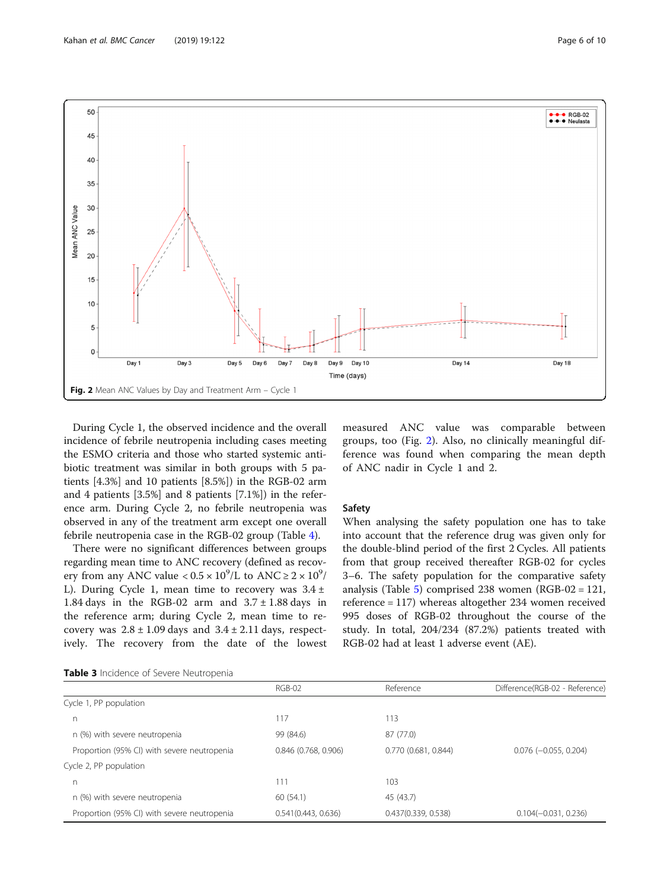RGB-02
Neulasta

Mean ANC Value

50
45
40
35
30
25
20
15
10
5
0

Day 1 Day 3 Day 5 Day 6 Day 7 Day 8 Day 9 Day 10 Day 14 Day 18

Time (days)

**Fig. 2** Mean ANC Values by Day and Treatment Arm – Cycle 1

During Cycle 1, the observed incidence and the overall incidence of febrile neutropenia including cases meeting the ESMO criteria and those who started systemic antibiotic treatment was similar in both groups with 5 patients [4.3%] and 10 patients [8.5%]) in the RGB-02 arm and 4 patients [3.5%] and 8 patients [7.1%]) in the reference arm. During Cycle 2, no febrile neutropenia was observed in any of the treatment arm except one overall febrile neutropenia case in the RGB-02 group (Table 4).

There were no significant differences between groups regarding mean time to ANC recovery (defined as recovery from any ANC value $< 0.5 \times 10^9$/L to ANC $\geq 2 \times 10^9$/L). During Cycle 1, mean time to recovery was $3.4 \pm 1.84$ days in the RGB-02 arm and $3.7 \pm 1.88$ days in the reference arm; during Cycle 2, mean time to recovery was $2.8 \pm 1.09$ days and $3.4 \pm 2.11$ days, respectively. The recovery from the date of the lowest measured ANC value was comparable between groups, too (Fig. 2). Also, no clinically meaningful difference was found when comparing the mean depth of ANC nadir in Cycle 1 and 2.

## Safety

When analysing the safety population one has to take into account that the reference drug was given only for the double-blind period of the first 2 Cycles. All patients from that group received thereafter RGB-02 for cycles 3–6. The safety population for the comparative safety analysis (Table 5) comprised 238 women (RGB-02 = 121, reference = 117) whereas altogether 234 women received 995 doses of RGB-02 throughout the course of the study. In total, 204/234 (87.2%) patients treated with RGB-02 had at least 1 adverse event (AE).

**Table 3** Incidence of Severe Neutropenia

| | RGB-02 | Reference | Difference(RGB-02 - Reference) |
|---|---|---|---|
| Cycle 1, PP population | | | |
| n | 117 | 113 | |
| n (%) with severe neutropenia | 99 (84.6) | 87 (77.0) | |
| Proportion (95% CI) with severe neutropenia | 0.846 (0.768, 0.906) | 0.770 (0.681, 0.844) | 0.076 (−0.055, 0.204) |
| Cycle 2, PP population | | | |
| n | 111 | 103 | |
| n (%) with severe neutropenia | 60 (54.1) | 45 (43.7) | |
| Proportion (95% CI) with severe neutropenia | 0.541(0.443, 0.636) | 0.437(0.339, 0.538) | 0.104(−0.031, 0.236) |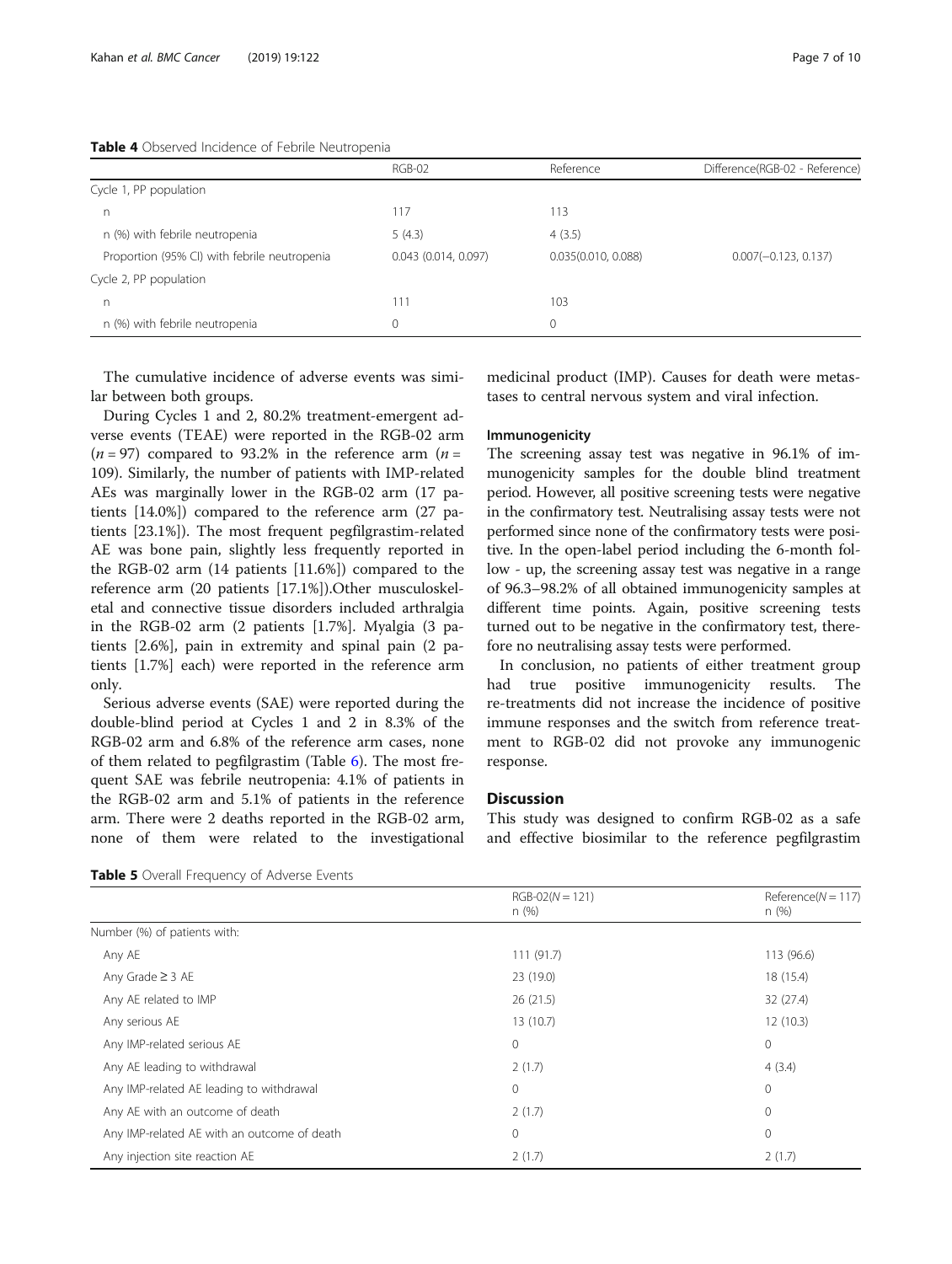**Table 4** Observed Incidence of Febrile Neutropenia

| | RGB-02 | Reference | Difference(RGB-02 - Reference) |
|---|---|---|---|
| Cycle 1, PP population | | | |
| n | 117 | 113 | |
| n (%) with febrile neutropenia | 5 (4.3) | 4 (3.5) | |
| Proportion (95% CI) with febrile neutropenia | 0.043 (0.014, 0.097) | 0.035(0.010, 0.088) | 0.007(−0.123, 0.137) |
| Cycle 2, PP population | | | |
| n | 111 | 103 | |
| n (%) with febrile neutropenia | 0 | 0 | |

The cumulative incidence of adverse events was similar between both groups.

During Cycles 1 and 2, 80.2% treatment-emergent adverse events (TEAE) were reported in the RGB-02 arm ($n = 97$) compared to 93.2% in the reference arm ($n = 109$). Similarly, the number of patients with IMP-related AEs was marginally lower in the RGB-02 arm (17 patients [14.0%]) compared to the reference arm (27 patients [23.1%]). The most frequent pegfilgrastim-related AE was bone pain, slightly less frequently reported in the RGB-02 arm (14 patients [11.6%]) compared to the reference arm (20 patients [17.1%]).Other musculoskeletal and connective tissue disorders included arthralgia in the RGB-02 arm (2 patients [1.7%]. Myalgia (3 patients [2.6%], pain in extremity and spinal pain (2 patients [1.7%] each) were reported in the reference arm only.

Serious adverse events (SAE) were reported during the double-blind period at Cycles 1 and 2 in 8.3% of the RGB-02 arm and 6.8% of the reference arm cases, none of them related to pegfilgrastim (Table 6). The most frequent SAE was febrile neutropenia: 4.1% of patients in the RGB-02 arm and 5.1% of patients in the reference arm. There were 2 deaths reported in the RGB-02 arm, none of them were related to the investigational medicinal product (IMP). Causes for death were metastases to central nervous system and viral infection.

### Immunogenicity

The screening assay test was negative in 96.1% of immunogenicity samples for the double blind treatment period. However, all positive screening tests were negative in the confirmatory test. Neutralising assay tests were not performed since none of the confirmatory tests were positive. In the open-label period including the 6-month follow - up, the screening assay test was negative in a range of 96.3–98.2% of all obtained immunogenicity samples at different time points. Again, positive screening tests turned out to be negative in the confirmatory test, therefore no neutralising assay tests were performed.

In conclusion, no patients of either treatment group had true positive immunogenicity results. The re-treatments did not increase the incidence of positive immune responses and the switch from reference treatment to RGB-02 did not provoke any immunogenic response.

## Discussion

This study was designed to confirm RGB-02 as a safe and effective biosimilar to the reference pegfilgrastim

**Table 5** Overall Frequency of Adverse Events

| | RGB-02($N = 121$) n (%) | Reference($N = 117$) n (%) |
|---|---|---|
| Number (%) of patients with: | | |
| Any AE | 111 (91.7) | 113 (96.6) |
| Any Grade ≥ 3 AE | 23 (19.0) | 18 (15.4) |
| Any AE related to IMP | 26 (21.5) | 32 (27.4) |
| Any serious AE | 13 (10.7) | 12 (10.3) |
| Any IMP-related serious AE | 0 | 0 |
| Any AE leading to withdrawal | 2 (1.7) | 4 (3.4) |
| Any IMP-related AE leading to withdrawal | 0 | 0 |
| Any AE with an outcome of death | 2 (1.7) | 0 |
| Any IMP-related AE with an outcome of death | 0 | 0 |
| Any injection site reaction AE | 2 (1.7) | 2 (1.7) |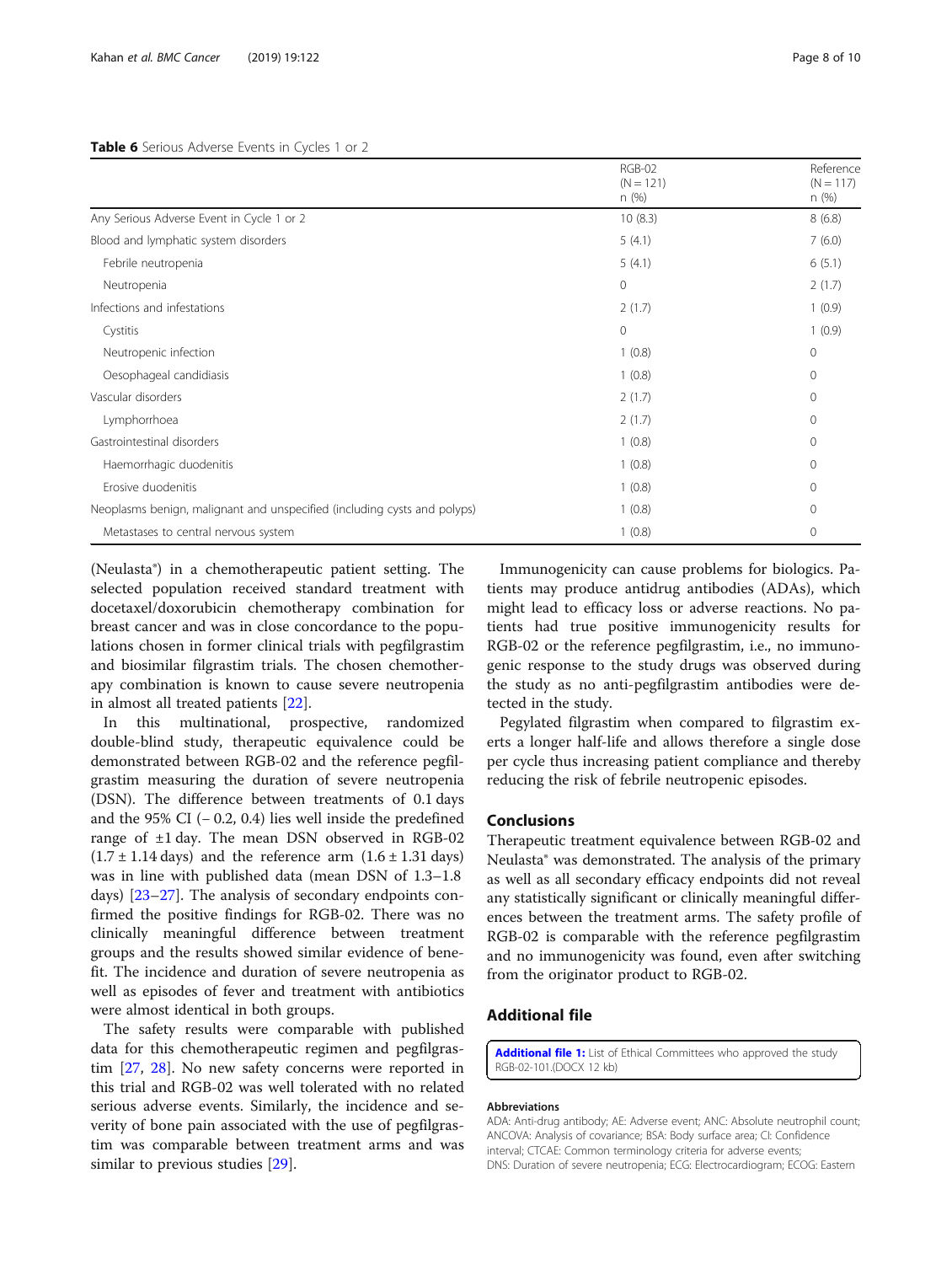**Table 6** Serious Adverse Events in Cycles 1 or 2

| | RGB-02 (N = 121) n (%) | Reference (N = 117) n (%) |
|---|---|---|
| Any Serious Adverse Event in Cycle 1 or 2 | 10 (8.3) | 8 (6.8) |
| Blood and lymphatic system disorders | 5 (4.1) | 7 (6.0) |
| Febrile neutropenia | 5 (4.1) | 6 (5.1) |
| Neutropenia | 0 | 2 (1.7) |
| Infections and infestations | 2 (1.7) | 1 (0.9) |
| Cystitis | 0 | 1 (0.9) |
| Neutropenic infection | 1 (0.8) | 0 |
| Oesophageal candidiasis | 1 (0.8) | 0 |
| Vascular disorders | 2 (1.7) | 0 |
| Lymphorrhoea | 2 (1.7) | 0 |
| Gastrointestinal disorders | 1 (0.8) | 0 |
| Haemorrhagic duodenitis | 1 (0.8) | 0 |
| Erosive duodenitis | 1 (0.8) | 0 |
| Neoplasms benign, malignant and unspecified (including cysts and polyps) | 1 (0.8) | 0 |
| Metastases to central nervous system | 1 (0.8) | 0 |

(Neulasta®) in a chemotherapeutic patient setting. The selected population received standard treatment with docetaxel/doxorubicin chemotherapy combination for breast cancer and was in close concordance to the populations chosen in former clinical trials with pegfilgrastim and biosimilar filgrastim trials. The chosen chemotherapy combination is known to cause severe neutropenia in almost all treated patients [22].

In this multinational, prospective, randomized double-blind study, therapeutic equivalence could be demonstrated between RGB-02 and the reference pegfilgrastim measuring the duration of severe neutropenia (DSN). The difference between treatments of 0.1 days and the 95% CI (− 0.2, 0.4) lies well inside the predefined range of ±1 day. The mean DSN observed in RGB-02 (1.7 ± 1.14 days) and the reference arm (1.6 ± 1.31 days) was in line with published data (mean DSN of 1.3–1.8 days) [23–27]. The analysis of secondary endpoints confirmed the positive findings for RGB-02. There was no clinically meaningful difference between treatment groups and the results showed similar evidence of benefit. The incidence and duration of severe neutropenia as well as episodes of fever and treatment with antibiotics were almost identical in both groups.

The safety results were comparable with published data for this chemotherapeutic regimen and pegfilgrastim [27, 28]. No new safety concerns were reported in this trial and RGB-02 was well tolerated with no related serious adverse events. Similarly, the incidence and severity of bone pain associated with the use of pegfilgrastim was comparable between treatment arms and was similar to previous studies [29].

Immunogenicity can cause problems for biologics. Patients may produce antidrug antibodies (ADAs), which might lead to efficacy loss or adverse reactions. No patients had true positive immunogenicity results for RGB-02 or the reference pegfilgrastim, i.e., no immunogenic response to the study drugs was observed during the study as no anti-pegfilgrastim antibodies were detected in the study.

Pegylated filgrastim when compared to filgrastim exerts a longer half-life and allows therefore a single dose per cycle thus increasing patient compliance and thereby reducing the risk of febrile neutropenic episodes.

## Conclusions

Therapeutic treatment equivalence between RGB-02 and Neulasta® was demonstrated. The analysis of the primary as well as all secondary efficacy endpoints did not reveal any statistically significant or clinically meaningful differences between the treatment arms. The safety profile of RGB-02 is comparable with the reference pegfilgrastim and no immunogenicity was found, even after switching from the originator product to RGB-02.

## Additional file

**Additional file 1:** List of Ethical Committees who approved the study RGB-02-101.(DOCX 12 kb)

#### Abbreviations

ADA: Anti-drug antibody; AE: Adverse event; ANC: Absolute neutrophil count; ANCOVA: Analysis of covariance; BSA: Body surface area; CI: Confidence interval; CTCAE: Common terminology criteria for adverse events; DNS: Duration of severe neutropenia; ECG: Electrocardiogram; ECOG: Eastern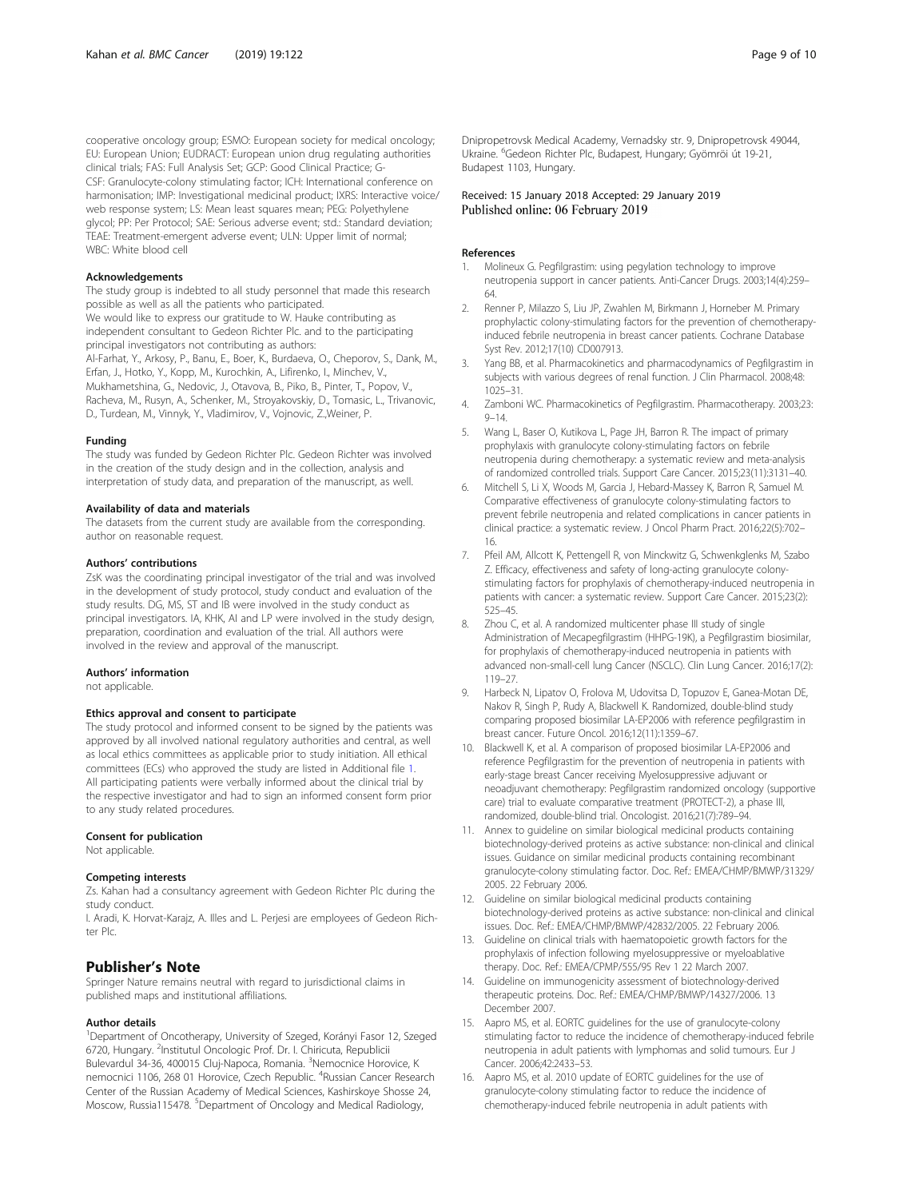cooperative oncology group; ESMO: European society for medical oncology; EU: European Union; EUDRACT: European union drug regulating authorities clinical trials; FAS: Full Analysis Set; GCP: Good Clinical Practice; G-CSF: Granulocyte-colony stimulating factor; ICH: International conference on harmonisation; IMP: Investigational medicinal product; IXRS: Interactive voice/web response system; LS: Mean least squares mean; PEG: Polyethylene glycol; PP: Per Protocol; SAE: Serious adverse event; std.: Standard deviation; TEAE: Treatment-emergent adverse event; ULN: Upper limit of normal; WBC: White blood cell

#### Acknowledgements

The study group is indebted to all study personnel that made this research possible as well as all the patients who participated.

We would like to express our gratitude to W. Hauke contributing as independent consultant to Gedeon Richter Plc. and to the participating principal investigators not contributing as authors:

Al-Farhat, Y., Arkosy, P., Banu, E., Boer, K., Burdaeva, O., Cheporov, S., Dank, M., Erfan, J., Hotko, Y., Kopp, M., Kurochkin, A., Lifirenko, I., Minchev, V., Mukhametshina, G., Nedovic, J., Otavova, B., Piko, B., Pinter, T., Popov, V., Racheva, M., Rusyn, A., Schenker, M., Stroyakovskiy, D., Tomasic, L., Trivanovic, D., Turdean, M., Vinnyk, Y., Vladimirov, V., Vojnovic, Z.,Weiner, P.

#### Funding

The study was funded by Gedeon Richter Plc. Gedeon Richter was involved in the creation of the study design and in the collection, analysis and interpretation of study data, and preparation of the manuscript, as well.

#### Availability of data and materials

The datasets from the current study are available from the corresponding. author on reasonable request.

#### Authors' contributions

ZsK was the coordinating principal investigator of the trial and was involved in the development of study protocol, study conduct and evaluation of the study results. DG, MS, ST and IB were involved in the study conduct as principal investigators. IA, KHK, AI and LP were involved in the study design, preparation, coordination and evaluation of the trial. All authors were involved in the review and approval of the manuscript.

#### Authors' information

not applicable.

#### Ethics approval and consent to participate

The study protocol and informed consent to be signed by the patients was approved by all involved national regulatory authorities and central, as well as local ethics committees as applicable prior to study initiation. All ethical committees (ECs) who approved the study are listed in Additional file 1. All participating patients were verbally informed about the clinical trial by the respective investigator and had to sign an informed consent form prior to any study related procedures.

#### Consent for publication

Not applicable.

#### Competing interests

Zs. Kahan had a consultancy agreement with Gedeon Richter Plc during the study conduct.

I. Aradi, K. Horvat-Karajz, A. Illes and L. Perjesi are employees of Gedeon Richter Plc.

## Publisher's Note

Springer Nature remains neutral with regard to jurisdictional claims in published maps and institutional affiliations.

#### Author details

[1]Department of Oncotherapy, University of Szeged, Korányi Fasor 12, Szeged 6720, Hungary. [2]Institutul Oncologic Prof. Dr. I. Chiricuta, Republicii Bulevardul 34-36, 400015 Cluj-Napoca, Romania. [3]Nemocnice Horovice, K nemocnici 1106, 268 01 Horovice, Czech Republic. [4]Russian Cancer Research Center of the Russian Academy of Medical Sciences, Kashirskoye Shosse 24, Moscow, Russia115478. [5]Department of Oncology and Medical Radiology, Dnipropetrovsk Medical Academy, Vernadsky str. 9, Dnipropetrovsk 49044, Ukraine. [6]Gedeon Richter Plc, Budapest, Hungary; Gyömröi út 19-21, Budapest 1103, Hungary.

Received: 15 January 2018 Accepted: 29 January 2019
Published online: 06 February 2019

#### References

1. Molineux G. Pegfilgrastim: using pegylation technology to improve neutropenia support in cancer patients. Anti-Cancer Drugs. 2003;14(4):259–64.
2. Renner P, Milazzo S, Liu JP, Zwahlen M, Birkmann J, Horneber M. Primary prophylactic colony-stimulating factors for the prevention of chemotherapy-induced febrile neutropenia in breast cancer patients. Cochrane Database Syst Rev. 2012;17(10) CD007913.
3. Yang BB, et al. Pharmacokinetics and pharmacodynamics of Pegfilgrastim in subjects with various degrees of renal function. J Clin Pharmacol. 2008;48:1025–31.
4. Zamboni WC. Pharmacokinetics of Pegfilgrastim. Pharmacotherapy. 2003;23:9–14.
5. Wang L, Baser O, Kutikova L, Page JH, Barron R. The impact of primary prophylaxis with granulocyte colony-stimulating factors on febrile neutropenia during chemotherapy: a systematic review and meta-analysis of randomized controlled trials. Support Care Cancer. 2015;23(11):3131–40.
6. Mitchell S, Li X, Woods M, Garcia J, Hebard-Massey K, Barron R, Samuel M. Comparative effectiveness of granulocyte colony-stimulating factors to prevent febrile neutropenia and related complications in cancer patients in clinical practice: a systematic review. J Oncol Pharm Pract. 2016;22(5):702–16.
7. Pfeil AM, Allcott K, Pettengell R, von Minckwitz G, Schwenkglenks M, Szabo Z. Efficacy, effectiveness and safety of long-acting granulocyte colony-stimulating factors for prophylaxis of chemotherapy-induced neutropenia in patients with cancer: a systematic review. Support Care Cancer. 2015;23(2):525–45.
8. Zhou C, et al. A randomized multicenter phase III study of single Administration of Mecapegfilgrastim (HHPG-19K), a Pegfilgrastim biosimilar, for prophylaxis of chemotherapy-induced neutropenia in patients with advanced non-small-cell lung Cancer (NSCLC). Clin Lung Cancer. 2016;17(2):119–27.
9. Harbeck N, Lipatov O, Frolova M, Udovitsa D, Topuzov E, Ganea-Motan DE, Nakov R, Singh P, Rudy A, Blackwell K. Randomized, double-blind study comparing proposed biosimilar LA-EP2006 with reference pegfilgrastim in breast cancer. Future Oncol. 2016;12(11):1359–67.
10. Blackwell K, et al. A comparison of proposed biosimilar LA-EP2006 and reference Pegfilgrastim for the prevention of neutropenia in patients with early-stage breast Cancer receiving Myelosuppressive adjuvant or neoadjuvant chemotherapy: Pegfilgrastim randomized oncology (supportive care) trial to evaluate comparative treatment (PROTECT-2), a phase III, randomized, double-blind trial. Oncologist. 2016;21(7):789–94.
11. Annex to guideline on similar biological medicinal products containing biotechnology-derived proteins as active substance: non-clinical and clinical issues. Guidance on similar medicinal products containing recombinant granulocyte-colony stimulating factor. Doc. Ref.: EMEA/CHMP/BMWP/31329/2005. 22 February 2006.
12. Guideline on similar biological medicinal products containing biotechnology-derived proteins as active substance: non-clinical and clinical issues. Doc. Ref.: EMEA/CHMP/BMWP/42832/2005. 22 February 2006.
13. Guideline on clinical trials with haematopoietic growth factors for the prophylaxis of infection following myelosuppressive or myeloablative therapy. Doc. Ref.: EMEA/CPMP/555/95 Rev 1 22 March 2007.
14. Guideline on immunogenicity assessment of biotechnology-derived therapeutic proteins. Doc. Ref.: EMEA/CHMP/BMWP/14327/2006. 13 December 2007.
15. Aapro MS, et al. EORTC guidelines for the use of granulocyte-colony stimulating factor to reduce the incidence of chemotherapy-induced febrile neutropenia in adult patients with lymphomas and solid tumours. Eur J Cancer. 2006;42:2433–53.
16. Aapro MS, et al. 2010 update of EORTC guidelines for the use of granulocyte-colony stimulating factor to reduce the incidence of chemotherapy-induced febrile neutropenia in adult patients with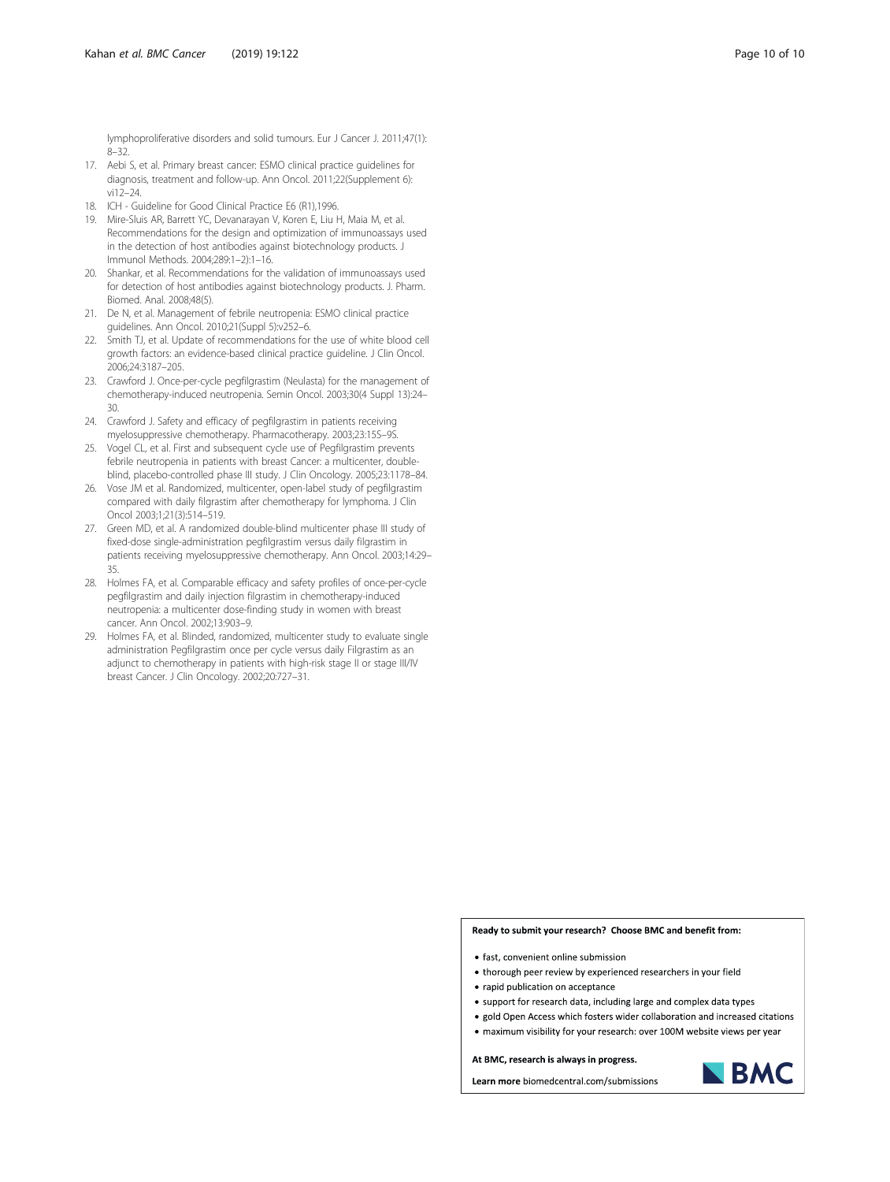lymphoproliferative disorders and solid tumours. Eur J Cancer J. 2011;47(1): 8–32.

17. Aebi S, et al. Primary breast cancer: ESMO clinical practice guidelines for diagnosis, treatment and follow-up. Ann Oncol. 2011;22(Supplement 6): vi12–24.
18. ICH - Guideline for Good Clinical Practice E6 (R1),1996.
19. Mire-Sluis AR, Barrett YC, Devanarayan V, Koren E, Liu H, Maia M, et al. Recommendations for the design and optimization of immunoassays used in the detection of host antibodies against biotechnology products. J Immunol Methods. 2004;289:1–2):1–16.
20. Shankar, et al. Recommendations for the validation of immunoassays used for detection of host antibodies against biotechnology products. J. Pharm. Biomed. Anal. 2008;48(5).
21. De N, et al. Management of febrile neutropenia: ESMO clinical practice guidelines. Ann Oncol. 2010;21(Suppl 5):v252–6.
22. Smith TJ, et al. Update of recommendations for the use of white blood cell growth factors: an evidence-based clinical practice guideline. J Clin Oncol. 2006;24:3187–205.
23. Crawford J. Once-per-cycle pegfilgrastim (Neulasta) for the management of chemotherapy-induced neutropenia. Semin Oncol. 2003;30(4 Suppl 13):24–30.
24. Crawford J. Safety and efficacy of pegfilgrastim in patients receiving myelosuppressive chemotherapy. Pharmacotherapy. 2003;23:15S–9S.
25. Vogel CL, et al. First and subsequent cycle use of Pegfilgrastim prevents febrile neutropenia in patients with breast Cancer: a multicenter, double-blind, placebo-controlled phase III study. J Clin Oncology. 2005;23:1178–84.
26. Vose JM et al. Randomized, multicenter, open-label study of pegfilgrastim compared with daily filgrastim after chemotherapy for lymphoma. J Clin Oncol 2003;1;21(3):514–519.
27. Green MD, et al. A randomized double-blind multicenter phase III study of fixed-dose single-administration pegfilgrastim versus daily filgrastim in patients receiving myelosuppressive chemotherapy. Ann Oncol. 2003;14:29–35.
28. Holmes FA, et al. Comparable efficacy and safety profiles of once-per-cycle pegfilgrastim and daily injection filgrastim in chemotherapy-induced neutropenia: a multicenter dose-finding study in women with breast cancer. Ann Oncol. 2002;13:903–9.
29. Holmes FA, et al. Blinded, randomized, multicenter study to evaluate single administration Pegfilgrastim once per cycle versus daily Filgrastim as an adjunct to chemotherapy in patients with high-risk stage II or stage III/IV breast Cancer. J Clin Oncology. 2002;20:727–31.

**Ready to submit your research? Choose BMC and benefit from:**

- fast, convenient online submission
- thorough peer review by experienced researchers in your field
- rapid publication on acceptance
- support for research data, including large and complex data types
- gold Open Access which fosters wider collaboration and increased citations
- maximum visibility for your research: over 100M website views per year

**At BMC, research is always in progress.**

**Learn more** biomedcentral.com/submissions

BMC